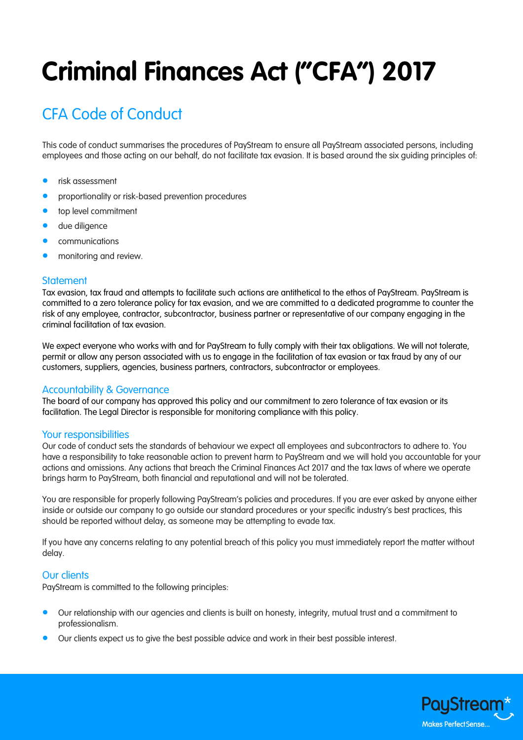# Criminal Finances Act ("CFA") 2017

## CFA Code of Conduct

This code of conduct summarises the procedures of PayStream to ensure all PayStream associated persons, including employees and those acting on our behalf, do not facilitate tax evasion. It is based around the six guiding principles of:

- risk assessment
- proportionality or risk-based prevention procedures
- top level commitment
- due diligence
- communications
- monitoring and review.

### Statement

Tax evasion, tax fraud and attempts to facilitate such actions are antithetical to the ethos of PayStream. PayStream is committed to a zero tolerance policy for tax evasion, and we are committed to a dedicated programme to counter the risk of any employee, contractor, subcontractor, business partner or representative of our company engaging in the criminal facilitation of tax evasion.

We expect everyone who works with and for PayStream to fully comply with their tax obligations. We will not tolerate, permit or allow any person associated with us to engage in the facilitation of tax evasion or tax fraud by any of our customers, suppliers, agencies, business partners, contractors, subcontractor or employees.

### Accountability & Governance

The board of our company has approved this policy and our commitment to zero tolerance of tax evasion or its facilitation. The Legal Director is responsible for monitoring compliance with this policy.

### Your responsibilities

Our code of conduct sets the standards of behaviour we expect all employees and subcontractors to adhere to. You have a responsibility to take reasonable action to prevent harm to PayStream and we will hold you accountable for your actions and omissions. Any actions that breach the Criminal Finances Act 2017 and the tax laws of where we operate brings harm to PayStream, both financial and reputational and will not be tolerated.

You are responsible for properly following PayStream's policies and procedures. If you are ever asked by anyone either inside or outside our company to go outside our standard procedures or your specific industry's best practices, this should be reported without delay, as someone may be attempting to evade tax.

If you have any concerns relating to any potential breach of this policy you must immediately report the matter without delay.

### Our clients

PayStream is committed to the following principles:

- Our relationship with our agencies and clients is built on honesty, integrity, mutual trust and a commitment to professionalism.
- Our clients expect us to give the best possible advice and work in their best possible interest.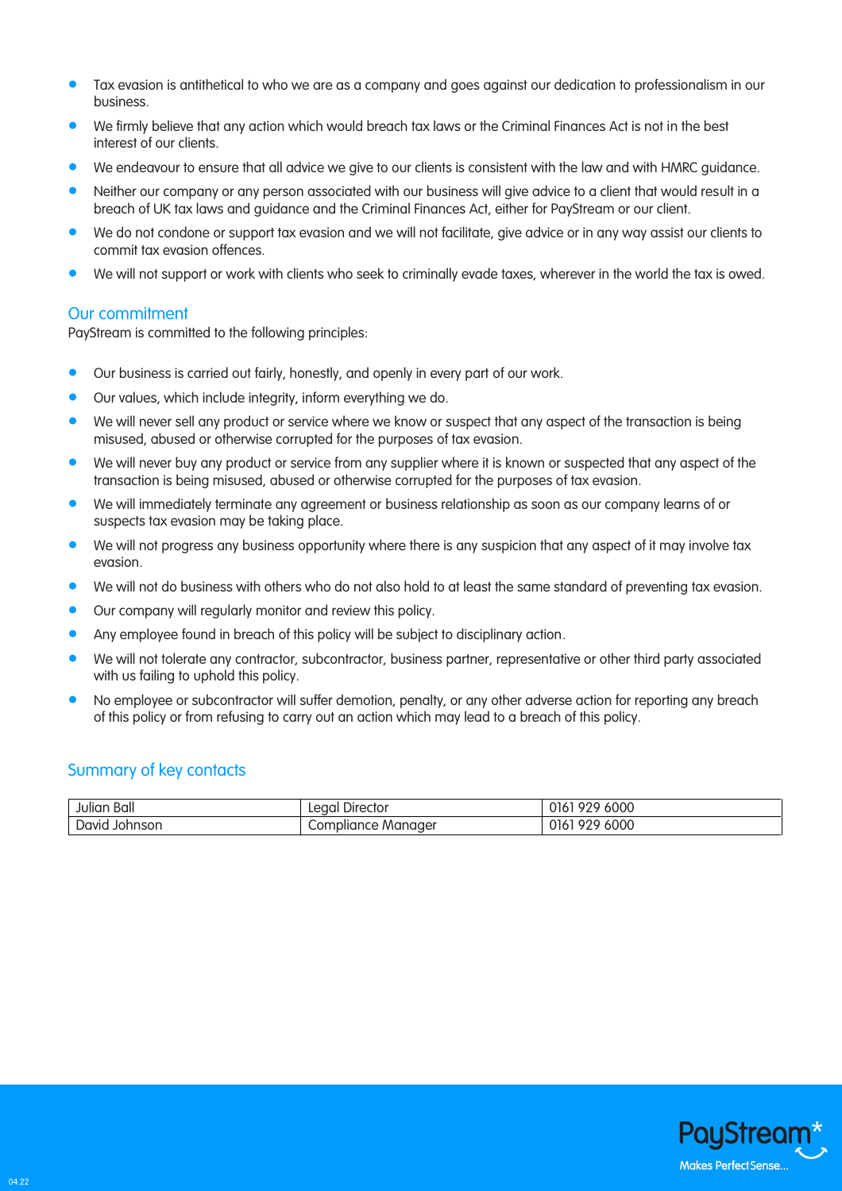- Tax evasion is antithetical to who we are as a company and goes against our dedication to professionalism in our business.
- We firmly believe that any action which would breach tax laws or the Criminal Finances Act is not in the best interest of our clients.
- We endeavour to ensure that all advice we give to our clients is consistent with the law and with HMRC guidance.
- Neither our company or any person associated with our business will give advice to a client that would result in a breach of UK tax laws and guidance and the Criminal Finances Act, either for PayStream or our client.
- We do not condone or support tax evasion and we will not facilitate, give advice or in any way assist our clients to commit tax evasion offences.
- We will not support or work with clients who seek to criminally evade taxes, wherever in the world the tax is owed.

## Our commitment

PayStream is committed to the following principles:

- Our business is carried out fairly, honestly, and openly in every part of our work.
- Our values, which include integrity, inform everything we do.
- We will never sell any product or service where we know or suspect that any aspect of the transaction is being misused, abused or otherwise corrupted for the purposes of tax evasion.
- We will never buy any product or service from any supplier where it is known or suspected that any aspect of the transaction is being misused, abused or otherwise corrupted for the purposes of tax evasion.
- We will immediately terminate any agreement or business relationship as soon as our company learns of or suspects tax evasion may be taking place.
- We will not progress any business opportunity where there is any suspicion that any aspect of it may involve tax evasion.
- We will not do business with others who do not also hold to at least the same standard of preventing tax evasion.
- Our company will regularly monitor and review this policy.
- Any employee found in breach of this policy will be subject to disciplinary action.
- We will not tolerate any contractor, subcontractor, business partner, representative or other third party associated with us failing to uphold this policy.
- No employee or subcontractor will suffer demotion, penalty, or any other adverse action for reporting any breach of this policy or from refusing to carry out an action which may lead to a breach of this policy.

## Summary of key contacts

| | | |
|---|---|---|
| Julian Ball | Legal Director | 0161 929 6000 |
| David Johnson | Compliance Manager | 0161 929 6000 |